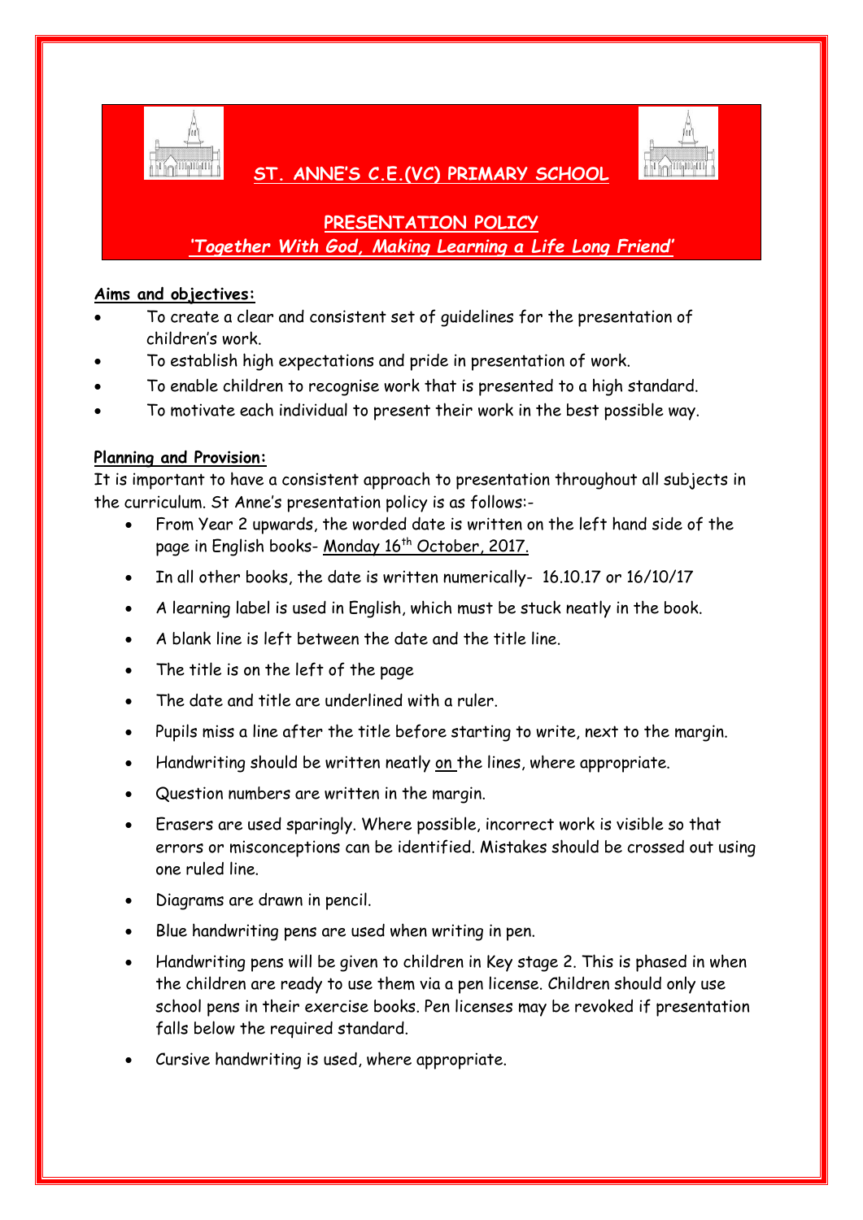# ST. ANNE'S C.E.(VC) PRIMARY SCHOOL

## PRESENTATION POLICY

***'Together With God, Making Learning a Life Long Friend'***

**Aims and objectives:**

- To create a clear and consistent set of guidelines for the presentation of children's work.
- To establish high expectations and pride in presentation of work.
- To enable children to recognise work that is presented to a high standard.
- To motivate each individual to present their work in the best possible way.

**Planning and Provision:**

It is important to have a consistent approach to presentation throughout all subjects in the curriculum. St Anne's presentation policy is as follows:-

- From Year 2 upwards, the worded date is written on the left hand side of the page in English books- Monday 16th October, 2017.
- In all other books, the date is written numerically- 16.10.17 or 16/10/17
- A learning label is used in English, which must be stuck neatly in the book.
- A blank line is left between the date and the title line.
- The title is on the left of the page
- The date and title are underlined with a ruler.
- Pupils miss a line after the title before starting to write, next to the margin.
- Handwriting should be written neatly on the lines, where appropriate.
- Question numbers are written in the margin.
- Erasers are used sparingly. Where possible, incorrect work is visible so that errors or misconceptions can be identified. Mistakes should be crossed out using one ruled line.
- Diagrams are drawn in pencil.
- Blue handwriting pens are used when writing in pen.
- Handwriting pens will be given to children in Key stage 2. This is phased in when the children are ready to use them via a pen license. Children should only use school pens in their exercise books. Pen licenses may be revoked if presentation falls below the required standard.
- Cursive handwriting is used, where appropriate.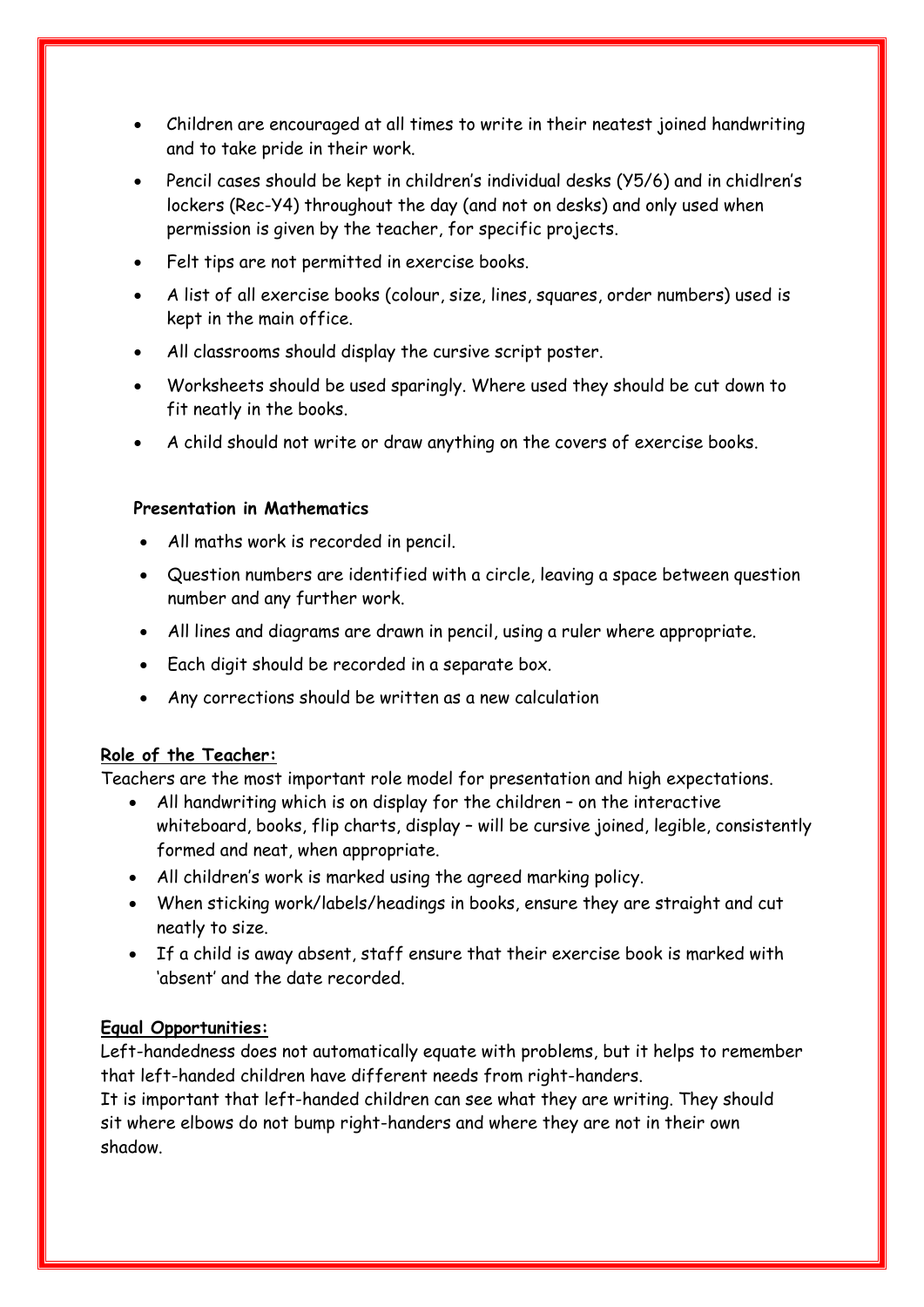- Children are encouraged at all times to write in their neatest joined handwriting and to take pride in their work.
- Pencil cases should be kept in children's individual desks (Y5/6) and in chidlren's lockers (Rec-Y4) throughout the day (and not on desks) and only used when permission is given by the teacher, for specific projects.
- Felt tips are not permitted in exercise books.
- A list of all exercise books (colour, size, lines, squares, order numbers) used is kept in the main office.
- All classrooms should display the cursive script poster.
- Worksheets should be used sparingly. Where used they should be cut down to fit neatly in the books.
- A child should not write or draw anything on the covers of exercise books.

**Presentation in Mathematics**

- All maths work is recorded in pencil.
- Question numbers are identified with a circle, leaving a space between question number and any further work.
- All lines and diagrams are drawn in pencil, using a ruler where appropriate.
- Each digit should be recorded in a separate box.
- Any corrections should be written as a new calculation

**Role of the Teacher:**

Teachers are the most important role model for presentation and high expectations.

- All handwriting which is on display for the children – on the interactive whiteboard, books, flip charts, display – will be cursive joined, legible, consistently formed and neat, when appropriate.
- All children's work is marked using the agreed marking policy.
- When sticking work/labels/headings in books, ensure they are straight and cut neatly to size.
- If a child is away absent, staff ensure that their exercise book is marked with 'absent' and the date recorded.

**Equal Opportunities:**

Left-handedness does not automatically equate with problems, but it helps to remember that left-handed children have different needs from right-handers.

It is important that left-handed children can see what they are writing. They should sit where elbows do not bump right-handers and where they are not in their own shadow.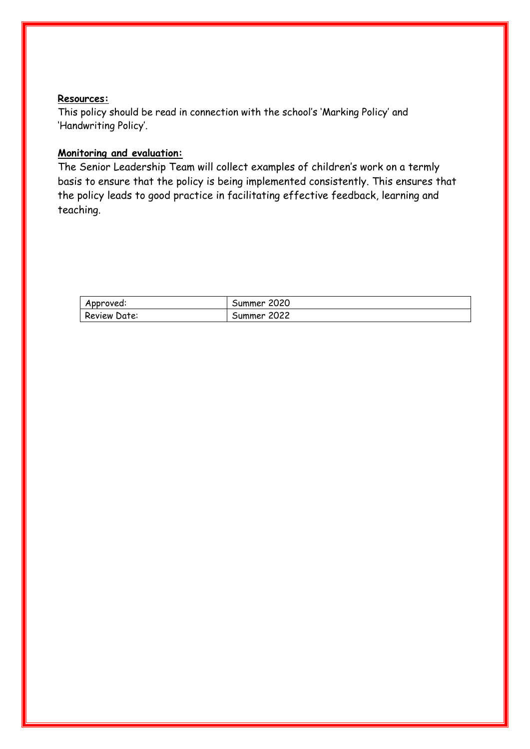**Resources:**

This policy should be read in connection with the school's 'Marking Policy' and 'Handwriting Policy'.

**Monitoring and evaluation:**

The Senior Leadership Team will collect examples of children's work on a termly basis to ensure that the policy is being implemented consistently. This ensures that the policy leads to good practice in facilitating effective feedback, learning and teaching.

| | |
|---|---|
| Approved: | Summer 2020 |
| Review Date: | Summer 2022 |